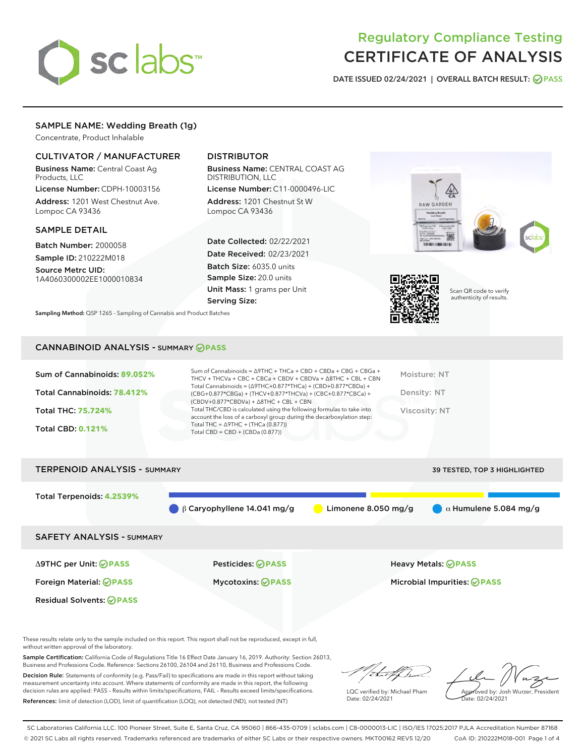# Regulatory Compliance Testing
# CERTIFICATE OF ANALYSIS

DATE ISSUED 02/24/2021 | OVERALL BATCH RESULT: PASS

## SAMPLE NAME: Wedding Breath (1g)

Concentrate, Product Inhalable

### CULTIVATOR / MANUFACTURER

**Business Name:** Central Coast Ag Products, LLC
**License Number:** CDPH-10003156
**Address:** 1201 West Chestnut Ave. Lompoc CA 93436

### DISTRIBUTOR

**Business Name:** CENTRAL COAST AG DISTRIBUTION, LLC
**License Number:** C11-0000496-LIC
**Address:** 1201 Chestnut St W Lompoc CA 93436

### SAMPLE DETAIL

**Batch Number:** 2000058
**Sample ID:** 210222M018
**Source Metrc UID:** 1A4060300002EE1000010834

**Date Collected:** 02/22/2021
**Date Received:** 02/23/2021
**Batch Size:** 6035.0 units
**Sample Size:** 20.0 units
**Unit Mass:** 1 grams per Unit
**Serving Size:**

Scan QR code to verify authenticity of results.

**Sampling Method:** QSP 1265 - Sampling of Cannabis and Product Batches

## CANNABINOID ANALYSIS - SUMMARY PASS

Sum of Cannabinoids: **89.052%**
Total Cannabinoids: **78.412%**
Total THC: **75.724%**
Total CBD: **0.121%**

Sum of Cannabinoids = Δ9THC + THCa + CBD + CBDa + CBG + CBGa + THCV + THCVa + CBC + CBCa + CBDV + CBDVa + Δ8THC + CBL + CBN
Total Cannabinoids = (Δ9THC+0.877*THCa) + (CBD+0.877*CBDa) + (CBG+0.877*CBGa) + (THCV+0.877*THCVa) + (CBC+0.877*CBCa) + (CBDV+0.877*CBDVa) + Δ8THC + CBL + CBN
Total THC/CBD is calculated using the following formulas to take into account the loss of a carboxyl group during the decarboxylation step:
Total THC = Δ9THC + (THCa (0.877))
Total CBD = CBD + (CBDa (0.877))

Moisture: NT
Density: NT
Viscosity: NT

## TERPENOID ANALYSIS - SUMMARY

39 TESTED, TOP 3 HIGHLIGHTED

Total Terpenoids: **4.2539%**

β Caryophyllene 14.041 mg/g | Limonene 8.050 mg/g | α Humulene 5.084 mg/g

## SAFETY ANALYSIS - SUMMARY

| | | |
|---|---|---|
| Δ9THC per Unit: PASS | Pesticides: PASS | Heavy Metals: PASS |
| Foreign Material: PASS | Mycotoxins: PASS | Microbial Impurities: PASS |
| Residual Solvents: PASS | | |

These results relate only to the sample included on this report. This report shall not be reproduced, except in full, without written approval of the laboratory.

**Sample Certification:** California Code of Regulations Title 16 Effect Date January 16, 2019. Authority: Section 26013, Business and Professions Code. Reference: Sections 26100, 26104 and 26110, Business and Professions Code.

**Decision Rule:** Statements of conformity (e.g. Pass/Fail) to specifications are made in this report without taking measurement uncertainty into account. Where statements of conformity are made in this report, the following decision rules are applied: PASS – Results within limits/specifications, FAIL – Results exceed limits/specifications.

**References:** limit of detection (LOD), limit of quantification (LOQ), not detected (ND), not tested (NT)

LQC verified by: Michael Pham
Date: 02/24/2021

Approved by: Josh Wurzer, President
Date: 02/24/2021

SC Laboratories California LLC. 100 Pioneer Street, Suite E, Santa Cruz, CA 95060 | 866-435-0709 | sclabs.com | C8-0000013-LIC | ISO/IES 17025:2017 PJLA Accreditation Number 87168
© 2021 SC Labs all rights reserved. Trademarks referenced are trademarks of either SC Labs or their respective owners. MKT00162 REV5 12/20 CoA ID: 210222M018-001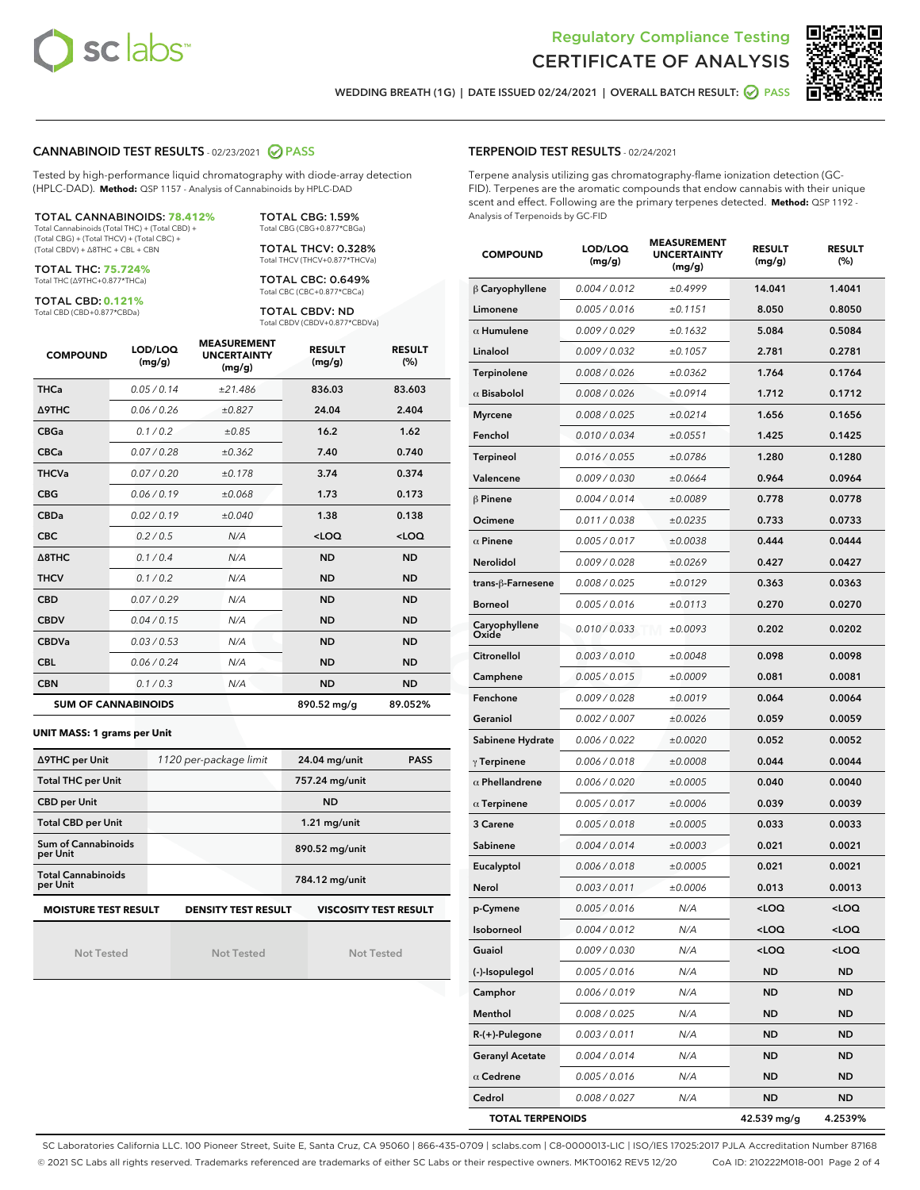Regulatory Compliance Testing
# CERTIFICATE OF ANALYSIS

WEDDING BREATH (1G) | DATE ISSUED 02/24/2021 | OVERALL BATCH RESULT: PASS

## CANNABINOID TEST RESULTS - 02/23/2021 PASS

Tested by high-performance liquid chromatography with diode-array detection (HPLC-DAD). **Method:** QSP 1157 - Analysis of Cannabinoids by HPLC-DAD

**TOTAL CANNABINOIDS: 78.412%**
Total Cannabinoids (Total THC) + (Total CBD) + (Total CBG) + (Total THCV) + (Total CBC) + (Total CBDV) + Δ8THC + CBL + CBN

**TOTAL THC: 75.724%**
Total THC (Δ9THC+0.877*THCa)

**TOTAL CBD: 0.121%**
Total CBD (CBD+0.877*CBDa)

**TOTAL CBG: 1.59%**
Total CBG (CBG+0.877*CBGa)

**TOTAL THCV: 0.328%**
Total THCV (THCV+0.877*THCVa)

**TOTAL CBC: 0.649%**
Total CBC (CBC+0.877*CBCa)

**TOTAL CBDV: ND**
Total CBDV (CBDV+0.877*CBDVa)

| COMPOUND | LOD/LOQ (mg/g) | MEASUREMENT UNCERTAINTY (mg/g) | RESULT (mg/g) | RESULT (%) |
|---|---|---|---|---|
| THCa | 0.05 / 0.14 | ±21.486 | 836.03 | 83.603 |
| Δ9THC | 0.06 / 0.26 | ±0.827 | 24.04 | 2.404 |
| CBGa | 0.1 / 0.2 | ±0.85 | 16.2 | 1.62 |
| CBCa | 0.07 / 0.28 | ±0.362 | 7.40 | 0.740 |
| THCVa | 0.07 / 0.20 | ±0.178 | 3.74 | 0.374 |
| CBG | 0.06 / 0.19 | ±0.068 | 1.73 | 0.173 |
| CBDa | 0.02 / 0.19 | ±0.040 | 1.38 | 0.138 |
| CBC | 0.2 / 0.5 | N/A | <LOQ | <LOQ |
| Δ8THC | 0.1 / 0.4 | N/A | ND | ND |
| THCV | 0.1 / 0.2 | N/A | ND | ND |
| CBD | 0.07 / 0.29 | N/A | ND | ND |
| CBDV | 0.04 / 0.15 | N/A | ND | ND |
| CBDVa | 0.03 / 0.53 | N/A | ND | ND |
| CBL | 0.06 / 0.24 | N/A | ND | ND |
| CBN | 0.1 / 0.3 | N/A | ND | ND |
| **SUM OF CANNABINOIDS** | | | 890.52 mg/g | 89.052% |

**UNIT MASS: 1 grams per Unit**

| | | | |
|---|---|---|---|
| Δ9THC per Unit | 1120 per-package limit | 24.04 mg/unit | PASS |
| Total THC per Unit | | 757.24 mg/unit | |
| CBD per Unit | | ND | |
| Total CBD per Unit | | 1.21 mg/unit | |
| Sum of Cannabinoids per Unit | | 890.52 mg/unit | |
| Total Cannabinoids per Unit | | 784.12 mg/unit | |

| MOISTURE TEST RESULT | DENSITY TEST RESULT | VISCOSITY TEST RESULT |
|---|---|---|
| Not Tested | Not Tested | Not Tested |

## TERPENOID TEST RESULTS - 02/24/2021

Terpene analysis utilizing gas chromatography-flame ionization detection (GC-FID). Terpenes are the aromatic compounds that endow cannabis with their unique scent and effect. Following are the primary terpenes detected. **Method:** QSP 1192 - Analysis of Terpenoids by GC-FID

| COMPOUND | LOD/LOQ (mg/g) | MEASUREMENT UNCERTAINTY (mg/g) | RESULT (mg/g) | RESULT (%) |
|---|---|---|---|---|
| β Caryophyllene | 0.004 / 0.012 | ±0.4999 | 14.041 | 1.4041 |
| Limonene | 0.005 / 0.016 | ±0.1151 | 8.050 | 0.8050 |
| α Humulene | 0.009 / 0.029 | ±0.1632 | 5.084 | 0.5084 |
| Linalool | 0.009 / 0.032 | ±0.1057 | 2.781 | 0.2781 |
| Terpinolene | 0.008 / 0.026 | ±0.0362 | 1.764 | 0.1764 |
| α Bisabolol | 0.008 / 0.026 | ±0.0914 | 1.712 | 0.1712 |
| Myrcene | 0.008 / 0.025 | ±0.0214 | 1.656 | 0.1656 |
| Fenchol | 0.010 / 0.034 | ±0.0551 | 1.425 | 0.1425 |
| Terpineol | 0.016 / 0.055 | ±0.0786 | 1.280 | 0.1280 |
| Valencene | 0.009 / 0.030 | ±0.0664 | 0.964 | 0.0964 |
| β Pinene | 0.004 / 0.014 | ±0.0089 | 0.778 | 0.0778 |
| Ocimene | 0.011 / 0.038 | ±0.0235 | 0.733 | 0.0733 |
| α Pinene | 0.005 / 0.017 | ±0.0038 | 0.444 | 0.0444 |
| Nerolidol | 0.009 / 0.028 | ±0.0269 | 0.427 | 0.0427 |
| trans-β-Farnesene | 0.008 / 0.025 | ±0.0129 | 0.363 | 0.0363 |
| Borneol | 0.005 / 0.016 | ±0.0113 | 0.270 | 0.0270 |
| Caryophyllene Oxide | 0.010 / 0.033 | ±0.0093 | 0.202 | 0.0202 |
| Citronellol | 0.003 / 0.010 | ±0.0048 | 0.098 | 0.0098 |
| Camphene | 0.005 / 0.015 | ±0.0009 | 0.081 | 0.0081 |
| Fenchone | 0.009 / 0.028 | ±0.0019 | 0.064 | 0.0064 |
| Geraniol | 0.002 / 0.007 | ±0.0026 | 0.059 | 0.0059 |
| Sabinene Hydrate | 0.006 / 0.022 | ±0.0020 | 0.052 | 0.0052 |
| γ Terpinene | 0.006 / 0.018 | ±0.0008 | 0.044 | 0.0044 |
| α Phellandrene | 0.006 / 0.020 | ±0.0005 | 0.040 | 0.0040 |
| α Terpinene | 0.005 / 0.017 | ±0.0006 | 0.039 | 0.0039 |
| 3 Carene | 0.005 / 0.018 | ±0.0005 | 0.033 | 0.0033 |
| Sabinene | 0.004 / 0.014 | ±0.0003 | 0.021 | 0.0021 |
| Eucalyptol | 0.006 / 0.018 | ±0.0005 | 0.021 | 0.0021 |
| Nerol | 0.003 / 0.011 | ±0.0006 | 0.013 | 0.0013 |
| p-Cymene | 0.005 / 0.016 | N/A | <LOQ | <LOQ |
| Isoborneol | 0.004 / 0.012 | N/A | <LOQ | <LOQ |
| Guaiol | 0.009 / 0.030 | N/A | <LOQ | <LOQ |
| (-)-Isopulegol | 0.005 / 0.016 | N/A | ND | ND |
| Camphor | 0.006 / 0.019 | N/A | ND | ND |
| Menthol | 0.008 / 0.025 | N/A | ND | ND |
| R-(+)-Pulegone | 0.003 / 0.011 | N/A | ND | ND |
| Geranyl Acetate | 0.004 / 0.014 | N/A | ND | ND |
| α Cedrene | 0.005 / 0.016 | N/A | ND | ND |
| Cedrol | 0.008 / 0.027 | N/A | ND | ND |
| **TOTAL TERPENOIDS** | | | 42.539 mg/g | 4.2539% |

SC Laboratories California LLC. 100 Pioneer Street, Suite E, Santa Cruz, CA 95060 | 866-435-0709 | sclabs.com | C8-0000013-LIC | ISO/IES 17025:2017 PJLA Accreditation Number 87168
© 2021 SC Labs all rights reserved. Trademarks referenced are trademarks of either SC Labs or their respective owners. MKT00162 REV5 12/20 CoA ID: 210222M018-001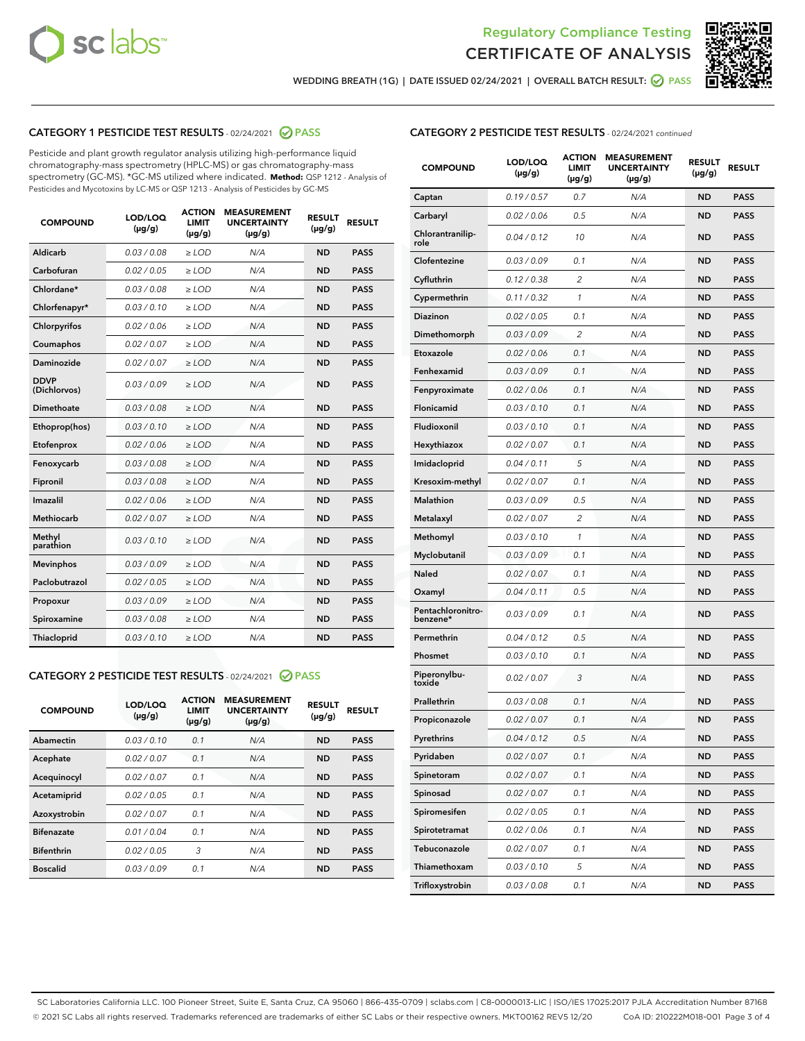WEDDING BREATH (1G) | DATE ISSUED 02/24/2021 | OVERALL BATCH RESULT: PASS

## CATEGORY 1 PESTICIDE TEST RESULTS - 02/24/2021 PASS

Pesticide and plant growth regulator analysis utilizing high-performance liquid chromatography-mass spectrometry (HPLC-MS) or gas chromatography-mass spectrometry (GC-MS). *GC-MS utilized where indicated. **Method:** QSP 1212 - Analysis of Pesticides and Mycotoxins by LC-MS or QSP 1213 - Analysis of Pesticides by GC-MS

| COMPOUND | LOD/LOQ (µg/g) | ACTION LIMIT (µg/g) | MEASUREMENT UNCERTAINTY (µg/g) | RESULT (µg/g) | RESULT |
|---|---|---|---|---|---|
| Aldicarb | 0.03 / 0.08 | ≥ LOD | N/A | ND | PASS |
| Carbofuran | 0.02 / 0.05 | ≥ LOD | N/A | ND | PASS |
| Chlordane* | 0.03 / 0.08 | ≥ LOD | N/A | ND | PASS |
| Chlorfenapyr* | 0.03 / 0.10 | ≥ LOD | N/A | ND | PASS |
| Chlorpyrifos | 0.02 / 0.06 | ≥ LOD | N/A | ND | PASS |
| Coumaphos | 0.02 / 0.07 | ≥ LOD | N/A | ND | PASS |
| Daminozide | 0.02 / 0.07 | ≥ LOD | N/A | ND | PASS |
| DDVP (Dichlorvos) | 0.03 / 0.09 | ≥ LOD | N/A | ND | PASS |
| Dimethoate | 0.03 / 0.08 | ≥ LOD | N/A | ND | PASS |
| Ethoprop(hos) | 0.03 / 0.10 | ≥ LOD | N/A | ND | PASS |
| Etofenprox | 0.02 / 0.06 | ≥ LOD | N/A | ND | PASS |
| Fenoxycarb | 0.03 / 0.08 | ≥ LOD | N/A | ND | PASS |
| Fipronil | 0.03 / 0.08 | ≥ LOD | N/A | ND | PASS |
| Imazalil | 0.02 / 0.06 | ≥ LOD | N/A | ND | PASS |
| Methiocarb | 0.02 / 0.07 | ≥ LOD | N/A | ND | PASS |
| Methyl parathion | 0.03 / 0.10 | ≥ LOD | N/A | ND | PASS |
| Mevinphos | 0.03 / 0.09 | ≥ LOD | N/A | ND | PASS |
| Paclobutrazol | 0.02 / 0.05 | ≥ LOD | N/A | ND | PASS |
| Propoxur | 0.03 / 0.09 | ≥ LOD | N/A | ND | PASS |
| Spiroxamine | 0.03 / 0.08 | ≥ LOD | N/A | ND | PASS |
| Thiacloprid | 0.03 / 0.10 | ≥ LOD | N/A | ND | PASS |

## CATEGORY 2 PESTICIDE TEST RESULTS - 02/24/2021 PASS

| COMPOUND | LOD/LOQ (µg/g) | ACTION LIMIT (µg/g) | MEASUREMENT UNCERTAINTY (µg/g) | RESULT (µg/g) | RESULT |
|---|---|---|---|---|---|
| Abamectin | 0.03 / 0.10 | 0.1 | N/A | ND | PASS |
| Acephate | 0.02 / 0.07 | 0.1 | N/A | ND | PASS |
| Acequinocyl | 0.02 / 0.07 | 0.1 | N/A | ND | PASS |
| Acetamiprid | 0.02 / 0.05 | 0.1 | N/A | ND | PASS |
| Azoxystrobin | 0.02 / 0.07 | 0.1 | N/A | ND | PASS |
| Bifenazate | 0.01 / 0.04 | 0.1 | N/A | ND | PASS |
| Bifenthrin | 0.02 / 0.05 | 3 | N/A | ND | PASS |
| Boscalid | 0.03 / 0.09 | 0.1 | N/A | ND | PASS |
| Captan | 0.19 / 0.57 | 0.7 | N/A | ND | PASS |
| Carbaryl | 0.02 / 0.06 | 0.5 | N/A | ND | PASS |
| Chlorantraniliprole | 0.04 / 0.12 | 10 | N/A | ND | PASS |
| Clofentezine | 0.03 / 0.09 | 0.1 | N/A | ND | PASS |
| Cyfluthrin | 0.12 / 0.38 | 2 | N/A | ND | PASS |
| Cypermethrin | 0.11 / 0.32 | 1 | N/A | ND | PASS |
| Diazinon | 0.02 / 0.05 | 0.1 | N/A | ND | PASS |
| Dimethomorph | 0.03 / 0.09 | 2 | N/A | ND | PASS |
| Etoxazole | 0.02 / 0.06 | 0.1 | N/A | ND | PASS |
| Fenhexamid | 0.03 / 0.09 | 0.1 | N/A | ND | PASS |
| Fenpyroximate | 0.02 / 0.06 | 0.1 | N/A | ND | PASS |
| Flonicamid | 0.03 / 0.10 | 0.1 | N/A | ND | PASS |
| Fludioxonil | 0.03 / 0.10 | 0.1 | N/A | ND | PASS |
| Hexythiazox | 0.02 / 0.07 | 0.1 | N/A | ND | PASS |
| Imidacloprid | 0.04 / 0.11 | 5 | N/A | ND | PASS |
| Kresoxim-methyl | 0.02 / 0.07 | 0.1 | N/A | ND | PASS |
| Malathion | 0.03 / 0.09 | 0.5 | N/A | ND | PASS |
| Metalaxyl | 0.02 / 0.07 | 2 | N/A | ND | PASS |
| Methomyl | 0.03 / 0.10 | 1 | N/A | ND | PASS |
| Myclobutanil | 0.03 / 0.09 | 0.1 | N/A | ND | PASS |
| Naled | 0.02 / 0.07 | 0.1 | N/A | ND | PASS |
| Oxamyl | 0.04 / 0.11 | 0.5 | N/A | ND | PASS |
| Pentachloronitrobenzene* | 0.03 / 0.09 | 0.1 | N/A | ND | PASS |
| Permethrin | 0.04 / 0.12 | 0.5 | N/A | ND | PASS |
| Phosmet | 0.03 / 0.10 | 0.1 | N/A | ND | PASS |
| Piperonylbutoxide | 0.02 / 0.07 | 3 | N/A | ND | PASS |
| Prallethrin | 0.03 / 0.08 | 0.1 | N/A | ND | PASS |
| Propiconazole | 0.02 / 0.07 | 0.1 | N/A | ND | PASS |
| Pyrethrins | 0.04 / 0.12 | 0.5 | N/A | ND | PASS |
| Pyridaben | 0.02 / 0.07 | 0.1 | N/A | ND | PASS |
| Spinetoram | 0.02 / 0.07 | 0.1 | N/A | ND | PASS |
| Spinosad | 0.02 / 0.07 | 0.1 | N/A | ND | PASS |
| Spiromesifen | 0.02 / 0.05 | 0.1 | N/A | ND | PASS |
| Spirotetramat | 0.02 / 0.06 | 0.1 | N/A | ND | PASS |
| Tebuconazole | 0.02 / 0.07 | 0.1 | N/A | ND | PASS |
| Thiamethoxam | 0.03 / 0.10 | 5 | N/A | ND | PASS |
| Trifloxystrobin | 0.03 / 0.08 | 0.1 | N/A | ND | PASS |

SC Laboratories California LLC. 100 Pioneer Street, Suite E, Santa Cruz, CA 95060 | 866-435-0709 | sclabs.com | C8-0000013-LIC | ISO/IES 17025:2017 PJLA Accreditation Number 87168
© 2021 SC Labs all rights reserved. Trademarks referenced are trademarks of either SC Labs or their respective owners. MKT00162 REV5 12/20 CoA ID: 210222M018-001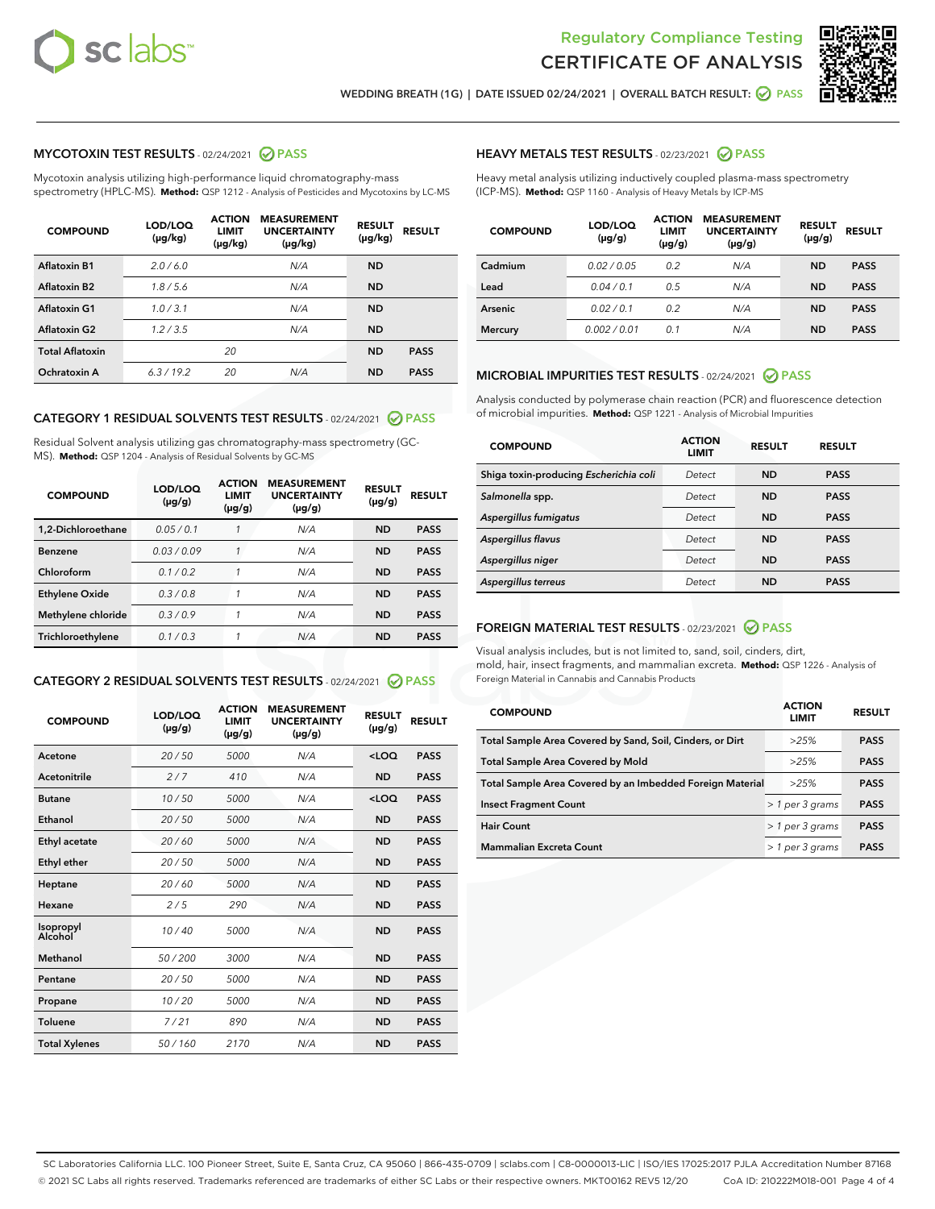Regulatory Compliance Testing
# CERTIFICATE OF ANALYSIS

WEDDING BREATH (1G) | DATE ISSUED 02/24/2021 | OVERALL BATCH RESULT: PASS

## MYCOTOXIN TEST RESULTS - 02/24/2021 PASS

Mycotoxin analysis utilizing high-performance liquid chromatography-mass spectrometry (HPLC-MS). **Method:** QSP 1212 - Analysis of Pesticides and Mycotoxins by LC-MS

| COMPOUND | LOD/LOQ (μg/kg) | ACTION LIMIT (μg/kg) | MEASUREMENT UNCERTAINTY (μg/kg) | RESULT (μg/kg) | RESULT |
|---|---|---|---|---|---|
| Aflatoxin B1 | 2.0 / 6.0 | | N/A | ND | |
| Aflatoxin B2 | 1.8 / 5.6 | | N/A | ND | |
| Aflatoxin G1 | 1.0 / 3.1 | | N/A | ND | |
| Aflatoxin G2 | 1.2 / 3.5 | | N/A | ND | |
| Total Aflatoxin | | 20 | | ND | PASS |
| Ochratoxin A | 6.3 / 19.2 | 20 | N/A | ND | PASS |

## CATEGORY 1 RESIDUAL SOLVENTS TEST RESULTS - 02/24/2021 PASS

Residual Solvent analysis utilizing gas chromatography-mass spectrometry (GC-MS). **Method:** QSP 1204 - Analysis of Residual Solvents by GC-MS

| COMPOUND | LOD/LOQ (μg/g) | ACTION LIMIT (μg/g) | MEASUREMENT UNCERTAINTY (μg/g) | RESULT (μg/g) | RESULT |
|---|---|---|---|---|---|
| 1,2-Dichloroethane | 0.05 / 0.1 | 1 | N/A | ND | PASS |
| Benzene | 0.03 / 0.09 | 1 | N/A | ND | PASS |
| Chloroform | 0.1 / 0.2 | 1 | N/A | ND | PASS |
| Ethylene Oxide | 0.3 / 0.8 | 1 | N/A | ND | PASS |
| Methylene chloride | 0.3 / 0.9 | 1 | N/A | ND | PASS |
| Trichloroethylene | 0.1 / 0.3 | 1 | N/A | ND | PASS |

## CATEGORY 2 RESIDUAL SOLVENTS TEST RESULTS - 02/24/2021 PASS

| COMPOUND | LOD/LOQ (μg/g) | ACTION LIMIT (μg/g) | MEASUREMENT UNCERTAINTY (μg/g) | RESULT (μg/g) | RESULT |
|---|---|---|---|---|---|
| Acetone | 20 / 50 | 5000 | N/A | <LOQ | PASS |
| Acetonitrile | 2 / 7 | 410 | N/A | ND | PASS |
| Butane | 10 / 50 | 5000 | N/A | <LOQ | PASS |
| Ethanol | 20 / 50 | 5000 | N/A | ND | PASS |
| Ethyl acetate | 20 / 60 | 5000 | N/A | ND | PASS |
| Ethyl ether | 20 / 50 | 5000 | N/A | ND | PASS |
| Heptane | 20 / 60 | 5000 | N/A | ND | PASS |
| Hexane | 2 / 5 | 290 | N/A | ND | PASS |
| Isopropyl Alcohol | 10 / 40 | 5000 | N/A | ND | PASS |
| Methanol | 50 / 200 | 3000 | N/A | ND | PASS |
| Pentane | 20 / 50 | 5000 | N/A | ND | PASS |
| Propane | 10 / 20 | 5000 | N/A | ND | PASS |
| Toluene | 7 / 21 | 890 | N/A | ND | PASS |
| Total Xylenes | 50 / 160 | 2170 | N/A | ND | PASS |

## HEAVY METALS TEST RESULTS - 02/23/2021 PASS

Heavy metal analysis utilizing inductively coupled plasma-mass spectrometry (ICP-MS). **Method:** QSP 1160 - Analysis of Heavy Metals by ICP-MS

| COMPOUND | LOD/LOQ (μg/g) | ACTION LIMIT (μg/g) | MEASUREMENT UNCERTAINTY (μg/g) | RESULT (μg/g) | RESULT |
|---|---|---|---|---|---|
| Cadmium | 0.02 / 0.05 | 0.2 | N/A | ND | PASS |
| Lead | 0.04 / 0.1 | 0.5 | N/A | ND | PASS |
| Arsenic | 0.02 / 0.1 | 0.2 | N/A | ND | PASS |
| Mercury | 0.002 / 0.01 | 0.1 | N/A | ND | PASS |

## MICROBIAL IMPURITIES TEST RESULTS - 02/24/2021 PASS

Analysis conducted by polymerase chain reaction (PCR) and fluorescence detection of microbial impurities. **Method:** QSP 1221 - Analysis of Microbial Impurities

| COMPOUND | ACTION LIMIT | RESULT | RESULT |
|---|---|---|---|
| *Shiga toxin-producing Escherichia coli* | Detect | ND | PASS |
| *Salmonella* spp. | Detect | ND | PASS |
| *Aspergillus fumigatus* | Detect | ND | PASS |
| *Aspergillus flavus* | Detect | ND | PASS |
| *Aspergillus niger* | Detect | ND | PASS |
| *Aspergillus terreus* | Detect | ND | PASS |

## FOREIGN MATERIAL TEST RESULTS - 02/23/2021 PASS

Visual analysis includes, but is not limited to, sand, soil, cinders, dirt, mold, hair, insect fragments, and mammalian excreta. **Method:** QSP 1226 - Analysis of Foreign Material in Cannabis and Cannabis Products

| COMPOUND | ACTION LIMIT | RESULT |
|---|---|---|
| Total Sample Area Covered by Sand, Soil, Cinders, or Dirt | >25% | PASS |
| Total Sample Area Covered by Mold | >25% | PASS |
| Total Sample Area Covered by an Imbedded Foreign Material | >25% | PASS |
| Insect Fragment Count | > 1 per 3 grams | PASS |
| Hair Count | > 1 per 3 grams | PASS |
| Mammalian Excreta Count | > 1 per 3 grams | PASS |

SC Laboratories California LLC. 100 Pioneer Street, Suite E, Santa Cruz, CA 95060 | 866-435-0709 | sclabs.com | C8-0000013-LIC | ISO/IES 17025:2017 PJLA Accreditation Number 87168
© 2021 SC Labs all rights reserved. Trademarks referenced are trademarks of either SC Labs or their respective owners. MKT00162 REV5 12/20 CoA ID: 210222M018-001